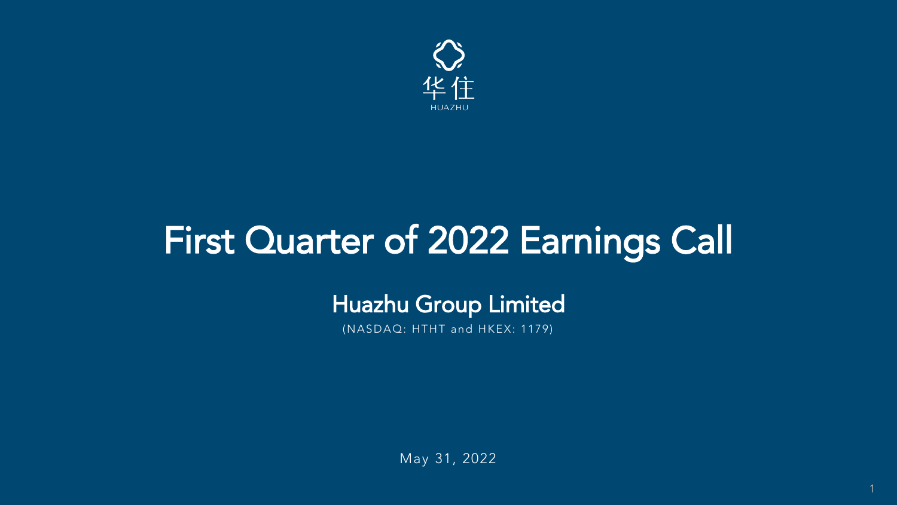华住

HUAZHU

# First Quarter of 2022 Earnings Call

## Huazhu Group Limited

(NASDAQ: HTHT and HKEX: 1179)

May 31, 2022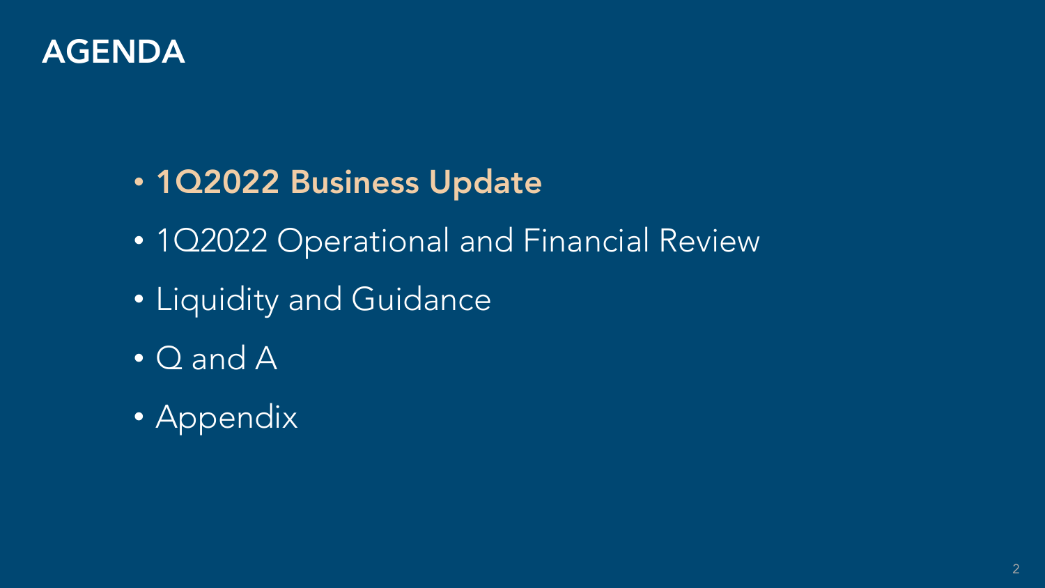# AGENDA

- **1Q2022 Business Update**
- 1Q2022 Operational and Financial Review
- Liquidity and Guidance
- Q and A
- Appendix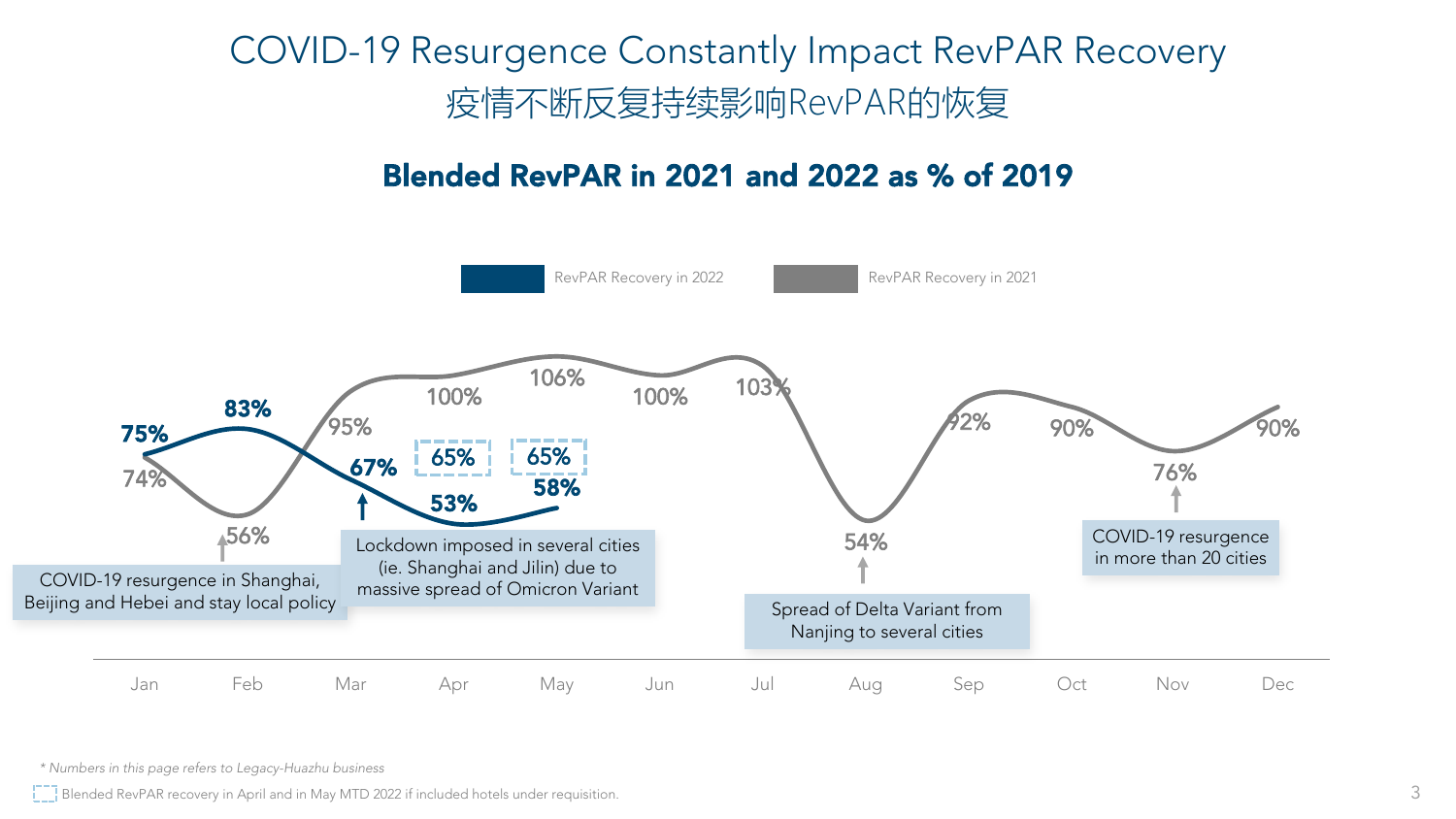# COVID-19 Resurgence Constantly Impact RevPAR Recovery
# 疫情不断反复持续影响RevPAR的恢复

## Blended RevPAR in 2021 and 2022 as % of 2019

| | Jan | Feb | Mar | Apr | May | Jun | Jul | Aug | Sep | Oct | Nov | Dec |
|---|---|---|---|---|---|---|---|---|---|---|---|---|
| RevPAR Recovery in 2022 | 75% | 83% | 67% | 53% (65%) | 58% (65%) | | | | | | | |
| RevPAR Recovery in 2021 | 74% | 56% | 95% | 100% | 106% | 100% | 103% | 54% | 92% | 90% | 76% | 90% |

- Feb 2021: COVID-19 resurgence in Shanghai, Beijing and Hebei and stay local policy
- Mar 2022: Lockdown imposed in several cities (ie. Shanghai and Jilin) due to massive spread of Omicron Variant
- Aug 2021: Spread of Delta Variant from Nanjing to several cities
- Nov 2021: COVID-19 resurgence in more than 20 cities

*\* Numbers in this page refers to Legacy-Huazhu business*

[ ] Blended RevPAR recovery in April and in May MTD 2022 if included hotels under requisition.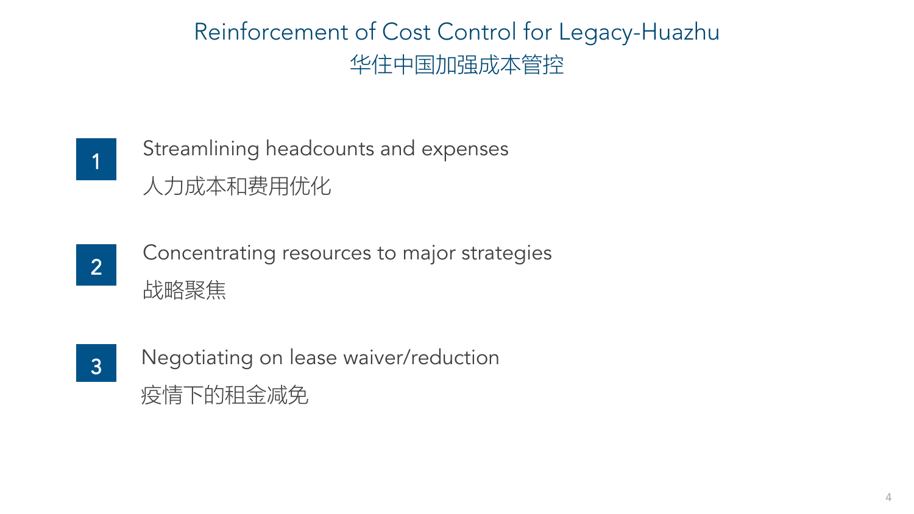# Reinforcement of Cost Control for Legacy-Huazhu
# 华住中国加强成本管控

1. Streamlining headcounts and expenses
   人力成本和费用优化

2. Concentrating resources to major strategies
   战略聚焦

3. Negotiating on lease waiver/reduction
   疫情下的租金减免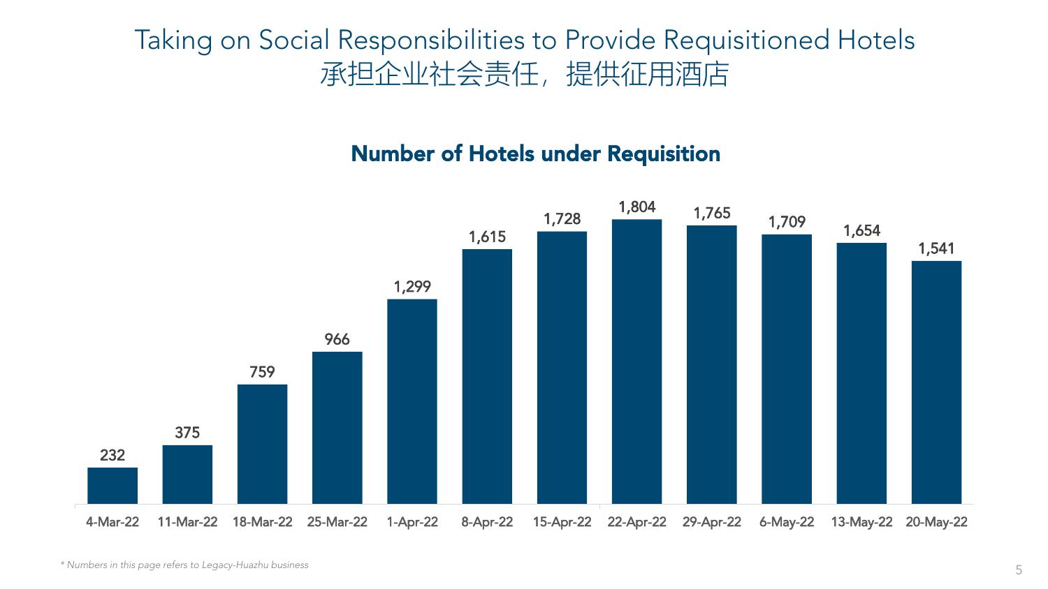# Taking on Social Responsibilities to Provide Requisitioned Hotels
# 承担企业社会责任，提供征用酒店

## Number of Hotels under Requisition

| Date | Number of Hotels |
|---|---|
| 4-Mar-22 | 232 |
| 11-Mar-22 | 375 |
| 18-Mar-22 | 759 |
| 25-Mar-22 | 966 |
| 1-Apr-22 | 1,299 |
| 8-Apr-22 | 1,615 |
| 15-Apr-22 | 1,728 |
| 22-Apr-22 | 1,804 |
| 29-Apr-22 | 1,765 |
| 6-May-22 | 1,709 |
| 13-May-22 | 1,654 |
| 20-May-22 | 1,541 |

*\* Numbers in this page refers to Legacy-Huazhu business*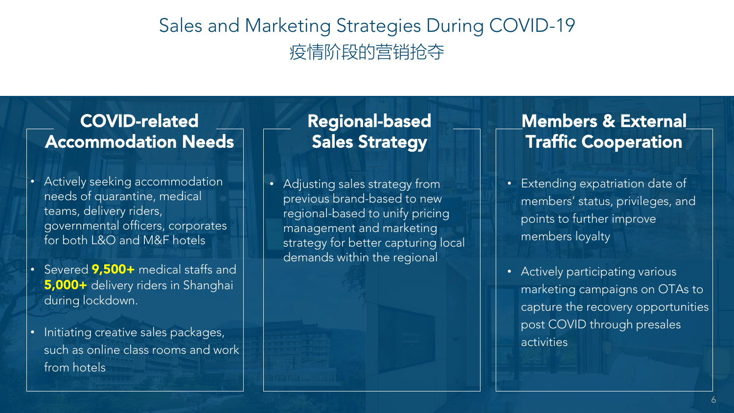# Sales and Marketing Strategies During COVID-19
# 疫情阶段的营销抢夺

## COVID-related Accommodation Needs

- Actively seeking accommodation needs of quarantine, medical teams, delivery riders, governmental officers, corporates for both L&O and M&F hotels
- Severed **9,500+** medical staffs and **5,000+** delivery riders in Shanghai during lockdown.
- Initiating creative sales packages, such as online class rooms and work from hotels

## Regional-based Sales Strategy

- Adjusting sales strategy from previous brand-based to new regional-based to unify pricing management and marketing strategy for better capturing local demands within the regional

## Members & External Traffic Cooperation

- Extending expatriation date of members' status, privileges, and points to further improve members loyalty
- Actively participating various marketing campaigns on OTAs to capture the recovery opportunities post COVID through presales activities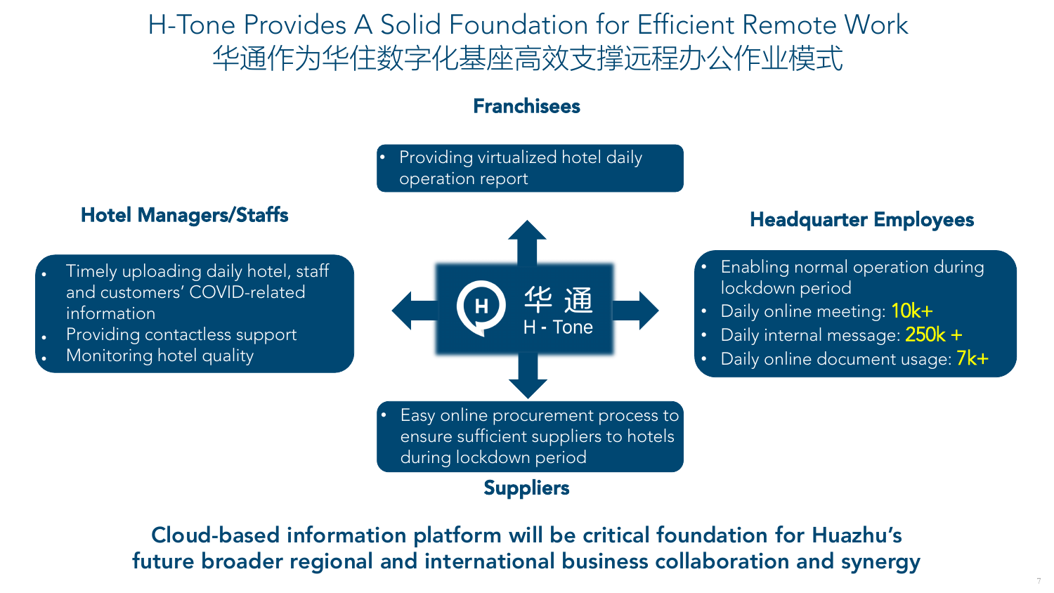# H-Tone Provides A Solid Foundation for Efficient Remote Work
# 华通作为华住数字化基座高效支撑远程办公作业模式

### Franchisees

- Providing virtualized hotel daily operation report

### Hotel Managers/Staffs

- Timely uploading daily hotel, staff and customers' COVID-related information
- Providing contactless support
- Monitoring hotel quality

华 通
H - Tone

### Headquarter Employees

- Enabling normal operation during lockdown period
- Daily online meeting: 10k+
- Daily internal message: 250k +
- Daily online document usage: 7k+

### Suppliers

- Easy online procurement process to ensure sufficient suppliers to hotels during lockdown period

**Cloud-based information platform will be critical foundation for Huazhu's future broader regional and international business collaboration and synergy**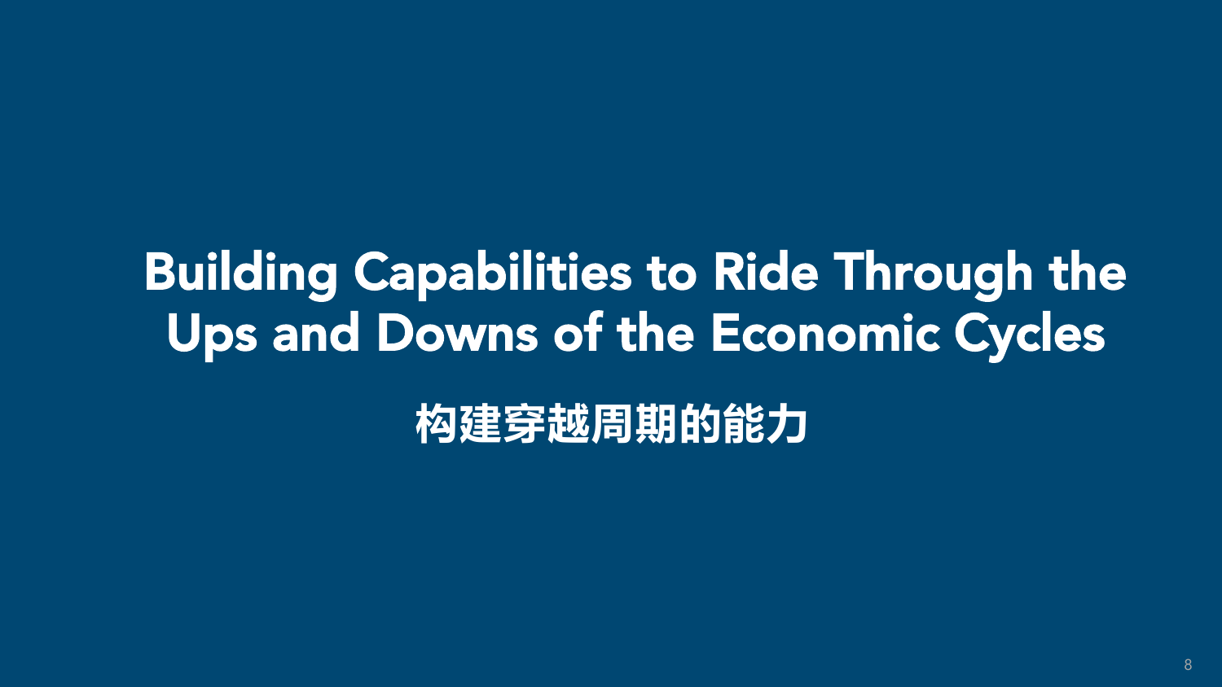# Building Capabilities to Ride Through the Ups and Downs of the Economic Cycles

## 构建穿越周期的能力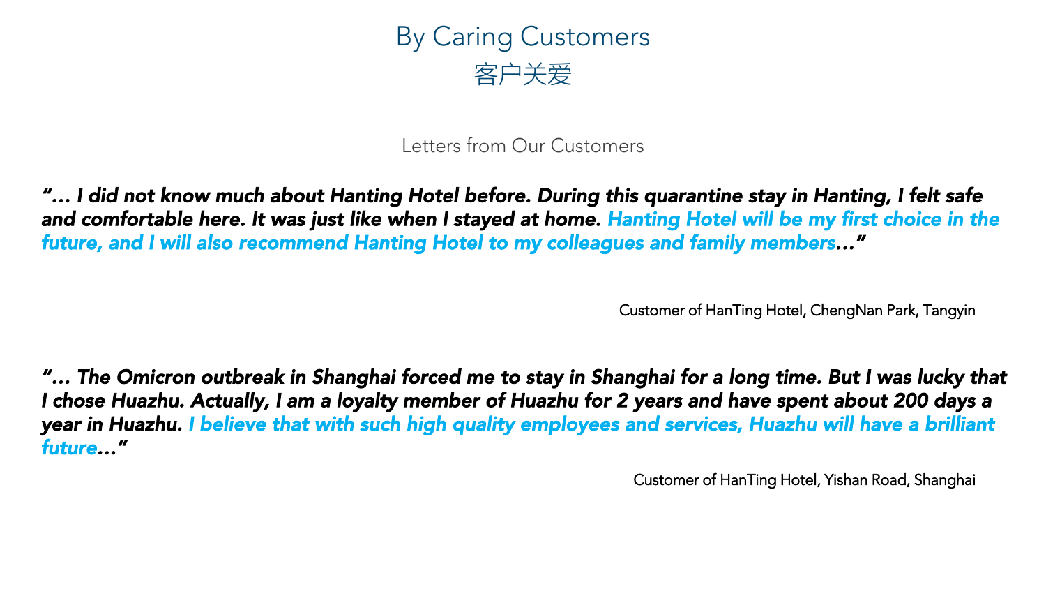# By Caring Customers
# 客户关爱

Letters from Our Customers

***"… I did not know much about Hanting Hotel before. During this quarantine stay in Hanting, I felt safe and comfortable here. It was just like when I stayed at home. Hanting Hotel will be my first choice in the future, and I will also recommend Hanting Hotel to my colleagues and family members…"***

Customer of HanTing Hotel, ChengNan Park, Tangyin

***"… The Omicron outbreak in Shanghai forced me to stay in Shanghai for a long time. But I was lucky that I chose Huazhu. Actually, I am a loyalty member of Huazhu for 2 years and have spent about 200 days a year in Huazhu. I believe that with such high quality employees and services, Huazhu will have a brilliant future…"***

Customer of HanTing Hotel, Yishan Road, Shanghai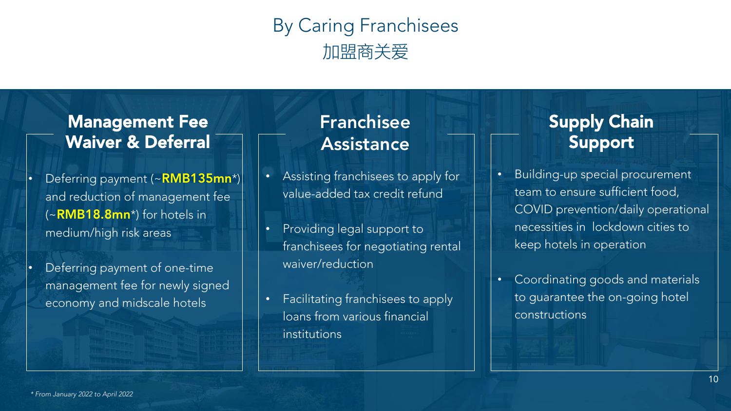# By Caring Franchisees
# 加盟商关爱

## Management Fee Waiver & Deferral

- Deferring payment (~**RMB135mn***) and reduction of management fee (~**RMB18.8mn***) for hotels in medium/high risk areas
- Deferring payment of one-time management fee for newly signed economy and midscale hotels

## Franchisee Assistance

- Assisting franchisees to apply for value-added tax credit refund
- Providing legal support to franchisees for negotiating rental waiver/reduction
- Facilitating franchisees to apply loans from various financial institutions

## Supply Chain Support

- Building-up special procurement team to ensure sufficient food, COVID prevention/daily operational necessities in lockdown cities to keep hotels in operation
- Coordinating goods and materials to guarantee the on-going hotel constructions

*\* From January 2022 to April 2022*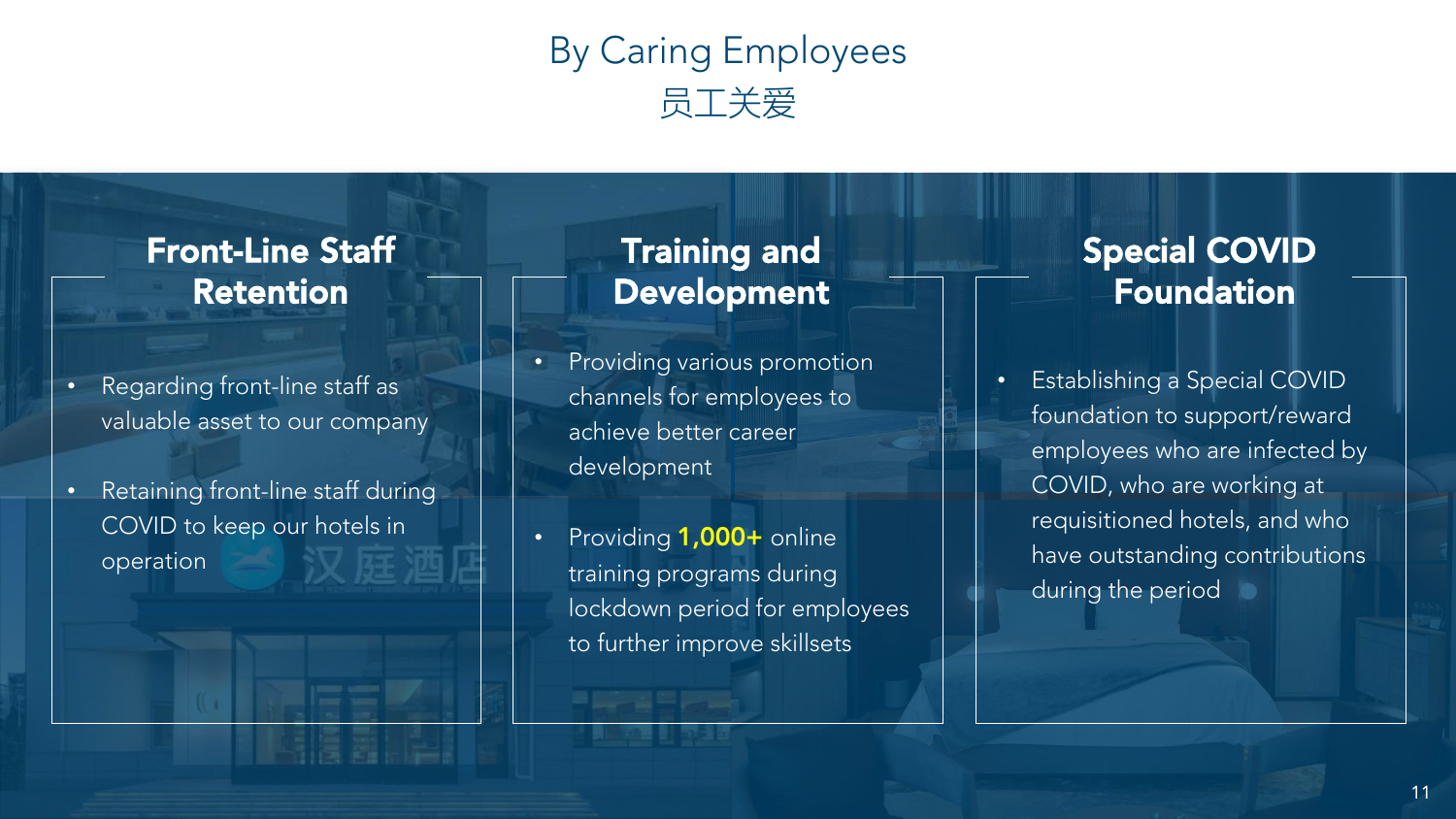# By Caring Employees
# 员工关爱

## Front-Line Staff Retention

- Regarding front-line staff as valuable asset to our company
- Retaining front-line staff during COVID to keep our hotels in operation

## Training and Development

- Providing various promotion channels for employees to achieve better career development
- Providing **1,000+** online training programs during lockdown period for employees to further improve skillsets

## Special COVID Foundation

- Establishing a Special COVID foundation to support/reward employees who are infected by COVID, who are working at requisitioned hotels, and who have outstanding contributions during the period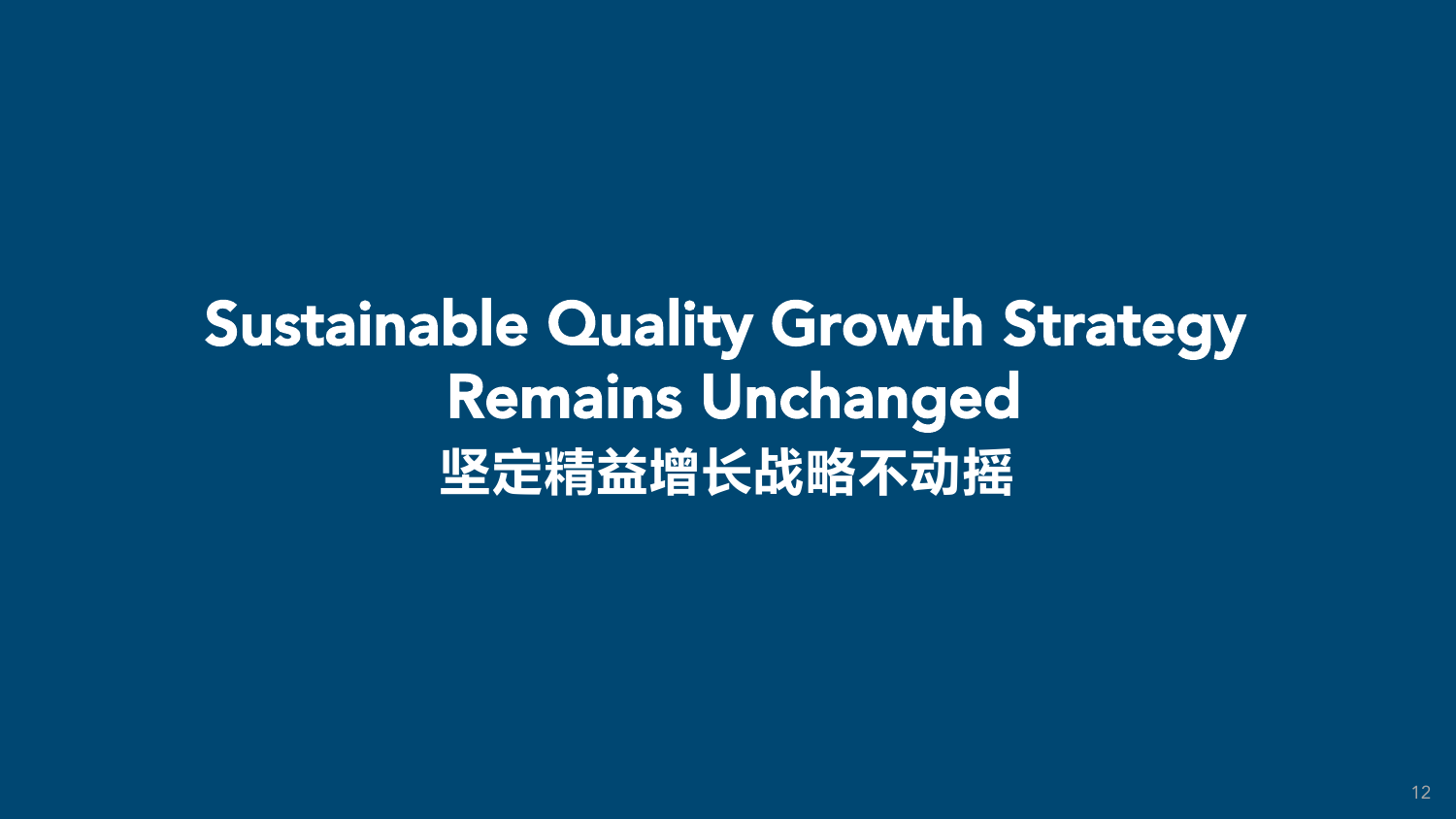# Sustainable Quality Growth Strategy Remains Unchanged

# 坚定精益增长战略不动摇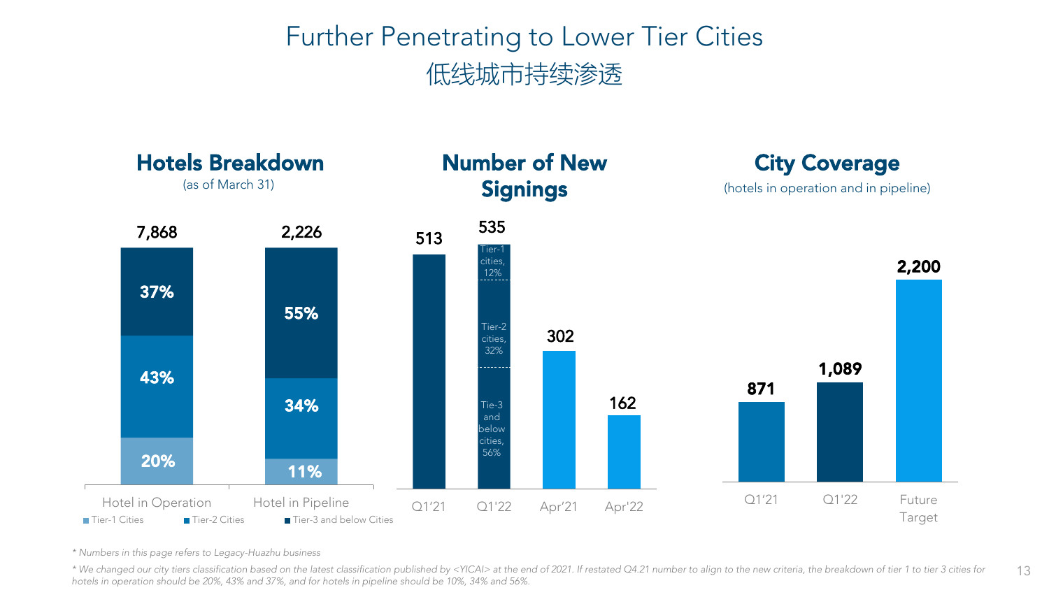# Further Penetrating to Lower Tier Cities

# 低线城市持续渗透

## Hotels Breakdown

(as of March 31)

| | Hotel in Operation | Hotel in Pipeline |
|---|---|---|
| Total | 7,868 | 2,226 |
| Tier-3 and below Cities | 37% | 55% |
| Tier-2 Cities | 43% | 34% |
| Tier-1 Cities | 20% | 11% |

## Number of New Signings

| Q1'21 | Q1'22 | Apr'21 | Apr'22 |
|---|---|---|---|
| 513 | 535 | 302 | 162 |

Q1'22 breakdown: Tier-1 cities, 12%; Tier-2 cities, 32%; Tie-3 and below cities, 56%

## City Coverage

(hotels in operation and in pipeline)

| Q1'21 | Q1'22 | Future Target |
|---|---|---|
| 871 | 1,089 | 2,200 |

*\* Numbers in this page refers to Legacy-Huazhu business*

*\* We changed our city tiers classification based on the latest classification published by <YICAI> at the end of 2021. If restated Q4.21 number to align to the new criteria, the breakdown of tier 1 to tier 3 cities for hotels in operation should be 20%, 43% and 37%, and for hotels in pipeline should be 10%, 34% and 56%.*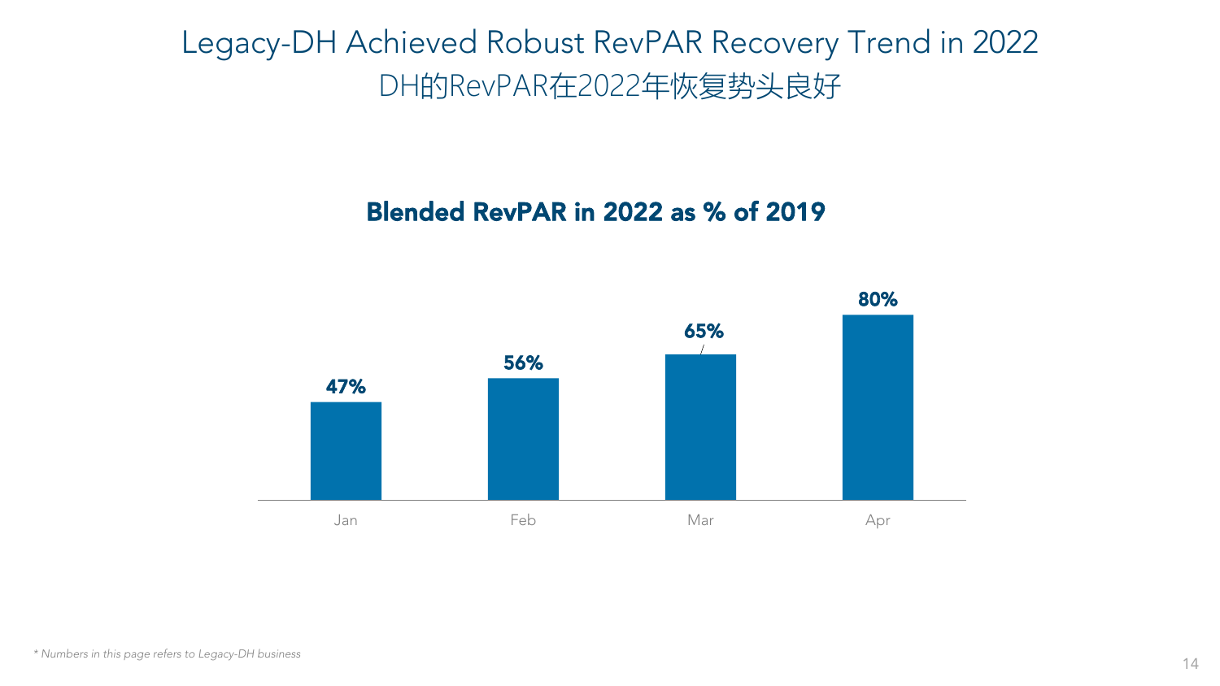# Legacy-DH Achieved Robust RevPAR Recovery Trend in 2022
# DH的RevPAR在2022年恢复势头良好

## Blended RevPAR in 2022 as % of 2019

| Month | Blended RevPAR in 2022 as % of 2019 |
|---|---|
| Jan | 47% |
| Feb | 56% |
| Mar | 65% |
| Apr | 80% |

*\* Numbers in this page refers to Legacy-DH business*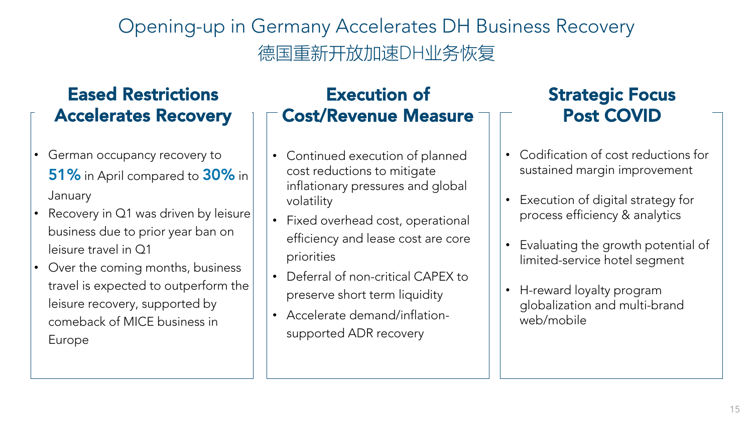# Opening-up in Germany Accelerates DH Business Recovery

# 德国重新开放加速DH业务恢复

## Eased Restrictions Accelerates Recovery

- German occupancy recovery to **51%** in April compared to **30%** in January
- Recovery in Q1 was driven by leisure business due to prior year ban on leisure travel in Q1
- Over the coming months, business travel is expected to outperform the leisure recovery, supported by comeback of MICE business in Europe

## Execution of Cost/Revenue Measure

- Continued execution of planned cost reductions to mitigate inflationary pressures and global volatility
- Fixed overhead cost, operational efficiency and lease cost are core priorities
- Deferral of non-critical CAPEX to preserve short term liquidity
- Accelerate demand/inflation-supported ADR recovery

## Strategic Focus Post COVID

- Codification of cost reductions for sustained margin improvement
- Execution of digital strategy for process efficiency & analytics
- Evaluating the growth potential of limited-service hotel segment
- H-reward loyalty program globalization and multi-brand web/mobile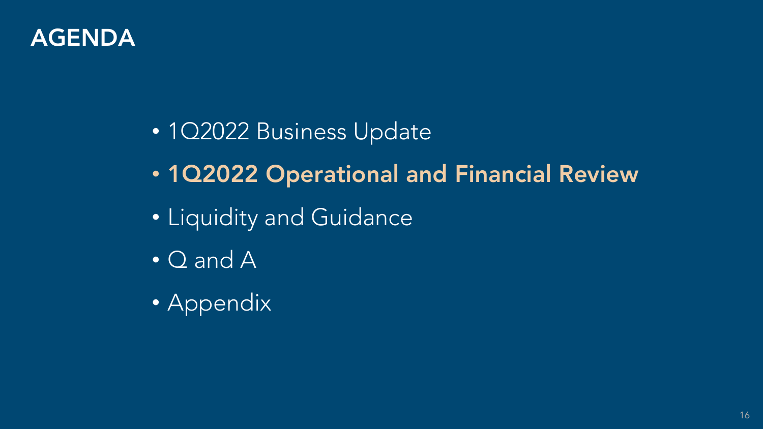# AGENDA

- 1Q2022 Business Update
- **1Q2022 Operational and Financial Review**
- Liquidity and Guidance
- Q and A
- Appendix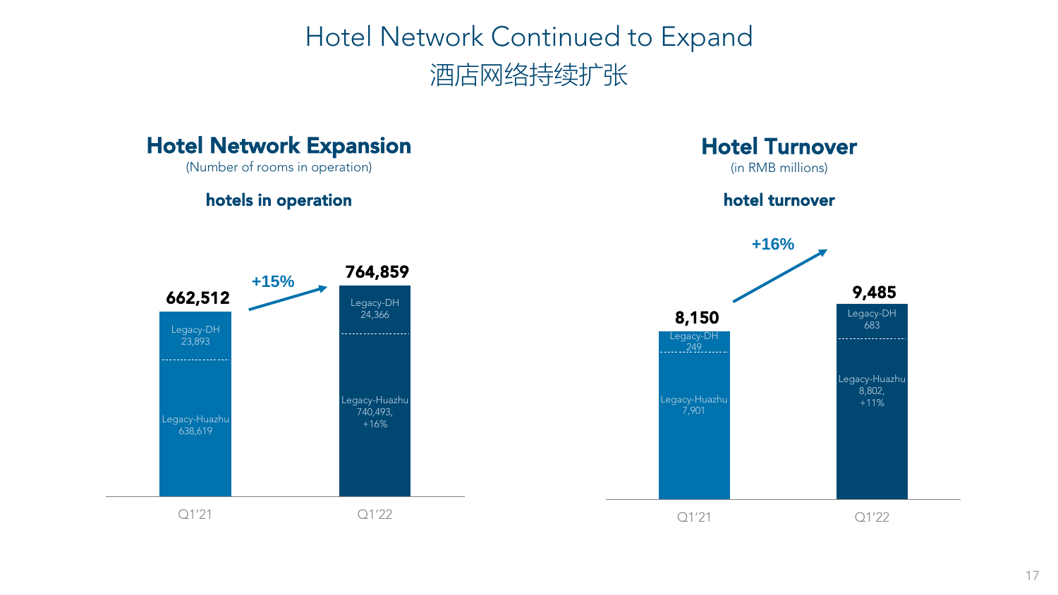# Hotel Network Continued to Expand
# 酒店网络持续扩张

## Hotel Network Expansion

(Number of rooms in operation)

**hotels in operation**

| | Q1'21 | Q1'22 |
|---|---|---|
| Legacy-DH | 23,893 | 24,366 |
| Legacy-Huazhu | 638,619 | 740,493, +16% |
| Total | 662,512 | 764,859 |

+15%

## Hotel Turnover

(in RMB millions)

**hotel turnover**

| | Q1'21 | Q1'22 |
|---|---|---|
| Legacy-DH | 249 | 683 |
| Legacy-Huazhu | 7,901 | 8,802, +11% |
| Total | 8,150 | 9,485 |

+16%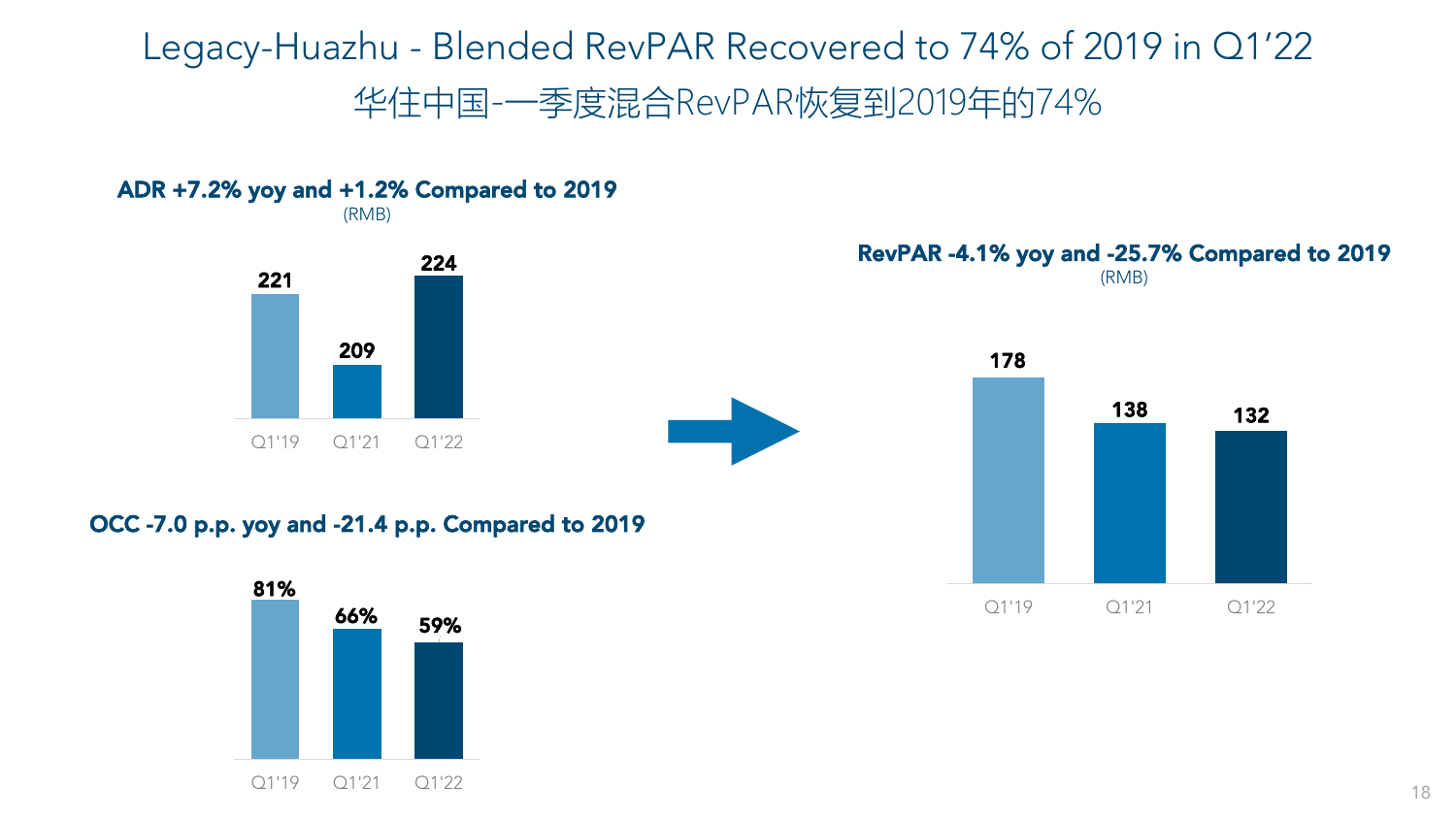# Legacy-Huazhu - Blended RevPAR Recovered to 74% of 2019 in Q1'22

## 华住中国-一季度混合RevPAR恢复到2019年的74%

### ADR +7.2% yoy and +1.2% Compared to 2019

(RMB)

| Q1'19 | Q1'21 | Q1'22 |
|---|---|---|
| 221 | 209 | 224 |

### OCC -7.0 p.p. yoy and -21.4 p.p. Compared to 2019

| Q1'19 | Q1'21 | Q1'22 |
|---|---|---|
| 81% | 66% | 59% |

### RevPAR -4.1% yoy and -25.7% Compared to 2019

(RMB)

| Q1'19 | Q1'21 | Q1'22 |
|---|---|---|
| 178 | 138 | 132 |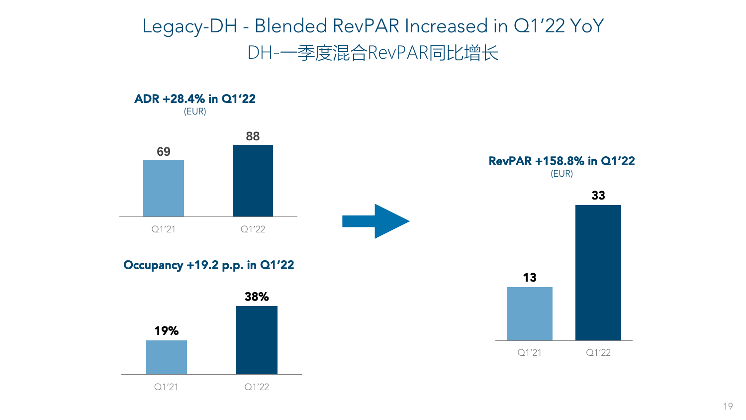# Legacy-DH - Blended RevPAR Increased in Q1'22 YoY

# DH-一季度混合RevPAR同比增长

**ADR +28.4% in Q1'22**
(EUR)

| Q1'21 | Q1'22 |
| --- | --- |
| 69 | 88 |

**Occupancy +19.2 p.p. in Q1'22**

| Q1'21 | Q1'22 |
| --- | --- |
| 19% | 38% |

**RevPAR +158.8% in Q1'22**
(EUR)

| Q1'21 | Q1'22 |
| --- | --- |
| 13 | 33 |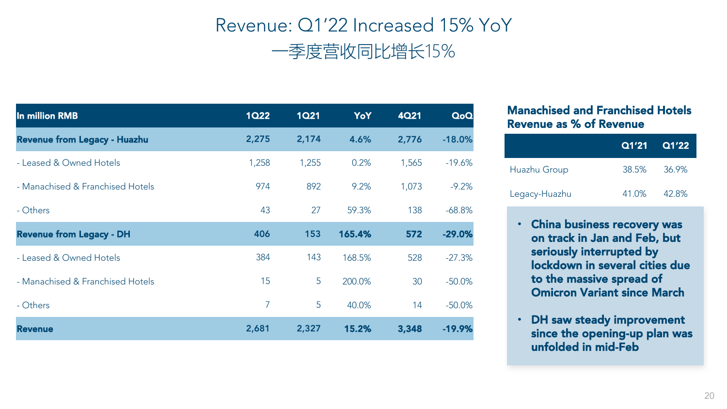# Revenue: Q1'22 Increased 15% YoY

# 一季度营收同比增长15%

| In million RMB | 1Q22 | 1Q21 | YoY | 4Q21 | QoQ |
|---|---|---|---|---|---|
| **Revenue from Legacy - Huazhu** | **2,275** | **2,174** | **4.6%** | **2,776** | **-18.0%** |
| - Leased & Owned Hotels | 1,258 | 1,255 | 0.2% | 1,565 | -19.6% |
| - Manachised & Franchised Hotels | 974 | 892 | 9.2% | 1,073 | -9.2% |
| - Others | 43 | 27 | 59.3% | 138 | -68.8% |
| **Revenue from Legacy - DH** | **406** | **153** | **165.4%** | **572** | **-29.0%** |
| - Leased & Owned Hotels | 384 | 143 | 168.5% | 528 | -27.3% |
| - Manachised & Franchised Hotels | 15 | 5 | 200.0% | 30 | -50.0% |
| - Others | 7 | 5 | 40.0% | 14 | -50.0% |
| **Revenue** | **2,681** | **2,327** | **15.2%** | **3,348** | **-19.9%** |

**Manachised and Franchised Hotels Revenue as % of Revenue**

| | Q1'21 | Q1'22 |
|---|---|---|
| Huazhu Group | 38.5% | 36.9% |
| Legacy-Huazhu | 41.0% | 42.8% |

- **China business recovery was on track in Jan and Feb, but seriously interrupted by lockdown in several cities due to the massive spread of Omicron Variant since March**
- **DH saw steady improvement since the opening-up plan was unfolded in mid-Feb**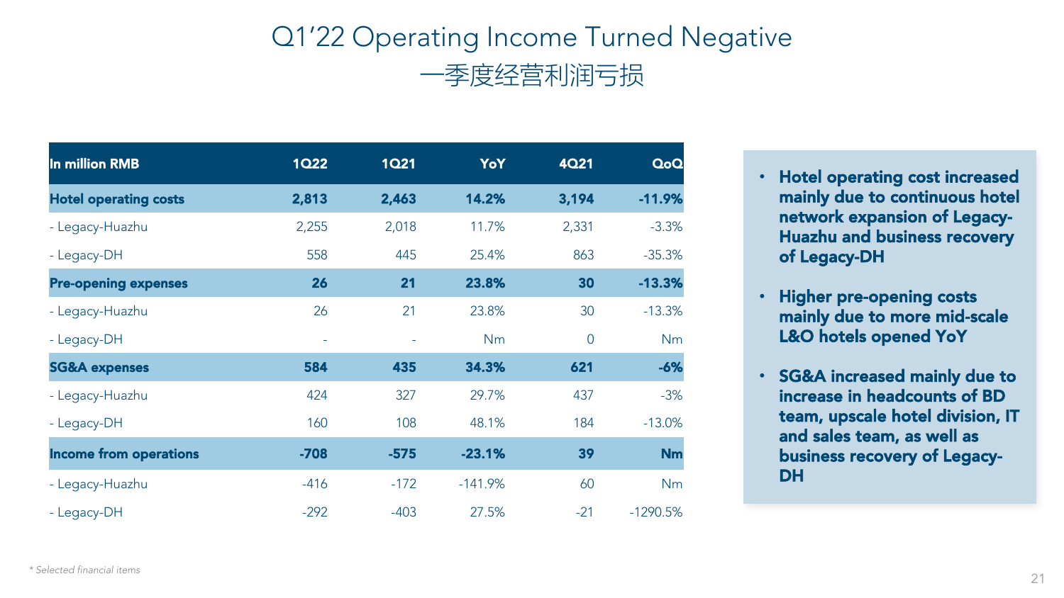# Q1'22 Operating Income Turned Negative

## 一季度经营利润亏损

| In million RMB | 1Q22 | 1Q21 | YoY | 4Q21 | QoQ |
|---|---|---|---|---|---|
| **Hotel operating costs** | **2,813** | **2,463** | **14.2%** | **3,194** | **-11.9%** |
| - Legacy-Huazhu | 2,255 | 2,018 | 11.7% | 2,331 | -3.3% |
| - Legacy-DH | 558 | 445 | 25.4% | 863 | -35.3% |
| **Pre-opening expenses** | **26** | **21** | **23.8%** | **30** | **-13.3%** |
| - Legacy-Huazhu | 26 | 21 | 23.8% | 30 | -13.3% |
| - Legacy-DH | - | - | Nm | 0 | Nm |
| **SG&A expenses** | **584** | **435** | **34.3%** | **621** | **-6%** |
| - Legacy-Huazhu | 424 | 327 | 29.7% | 437 | -3% |
| - Legacy-DH | 160 | 108 | 48.1% | 184 | -13.0% |
| **Income from operations** | **-708** | **-575** | **-23.1%** | **39** | **Nm** |
| - Legacy-Huazhu | -416 | -172 | -141.9% | 60 | Nm |
| - Legacy-DH | -292 | -403 | 27.5% | -21 | -1290.5% |

- **Hotel operating cost increased mainly due to continuous hotel network expansion of Legacy-Huazhu and business recovery of Legacy-DH**
- **Higher pre-opening costs mainly due to more mid-scale L&O hotels opened YoY**
- **SG&A increased mainly due to increase in headcounts of BD team, upscale hotel division, IT and sales team, as well as business recovery of Legacy-DH**

*\* Selected financial items*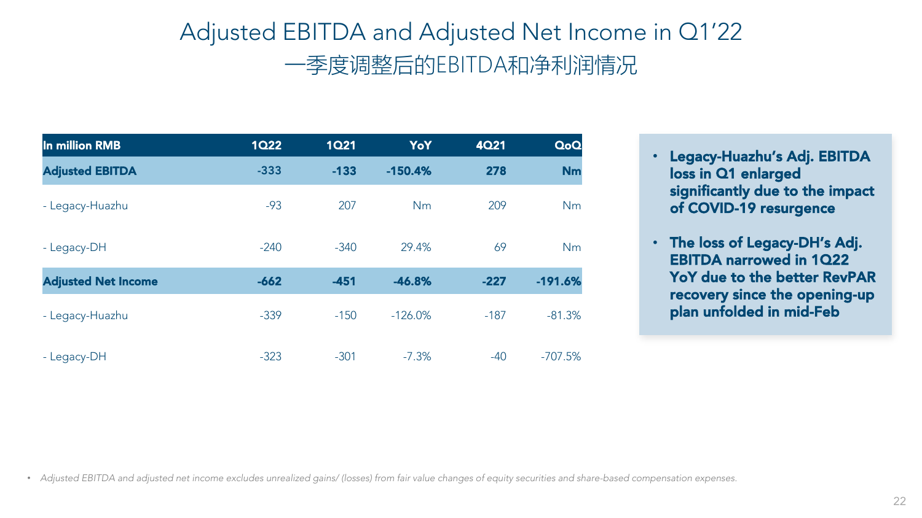# Adjusted EBITDA and Adjusted Net Income in Q1'22

## 一季度调整后的EBITDA和净利润情况

| In million RMB | 1Q22 | 1Q21 | YoY | 4Q21 | QoQ |
|---|---|---|---|---|---|
| **Adjusted EBITDA** | **-333** | **-133** | **-150.4%** | **278** | **Nm** |
| - Legacy-Huazhu | -93 | 207 | Nm | 209 | Nm |
| - Legacy-DH | -240 | -340 | 29.4% | 69 | Nm |
| **Adjusted Net Income** | **-662** | **-451** | **-46.8%** | **-227** | **-191.6%** |
| - Legacy-Huazhu | -339 | -150 | -126.0% | -187 | -81.3% |
| - Legacy-DH | -323 | -301 | -7.3% | -40 | -707.5% |

- **Legacy-Huazhu's Adj. EBITDA loss in Q1 enlarged significantly due to the impact of COVID-19 resurgence**
- **The loss of Legacy-DH's Adj. EBITDA narrowed in 1Q22 YoY due to the better RevPAR recovery since the opening-up plan unfolded in mid-Feb**

- *Adjusted EBITDA and adjusted net income excludes unrealized gains/ (losses) from fair value changes of equity securities and share-based compensation expenses.*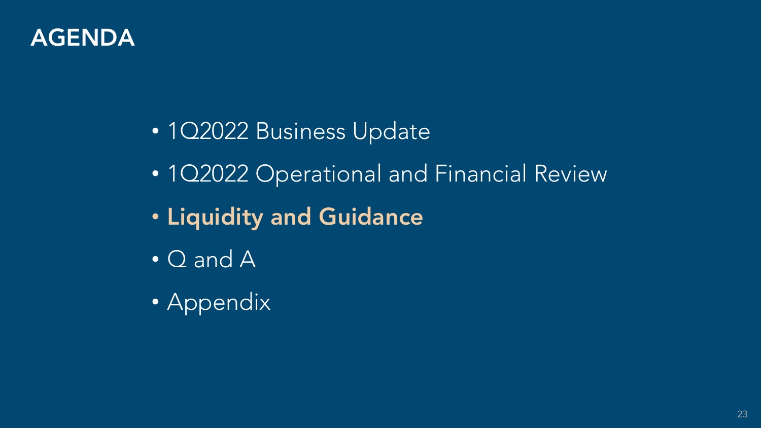# AGENDA

- 1Q2022 Business Update
- 1Q2022 Operational and Financial Review
- **Liquidity and Guidance**
- Q and A
- Appendix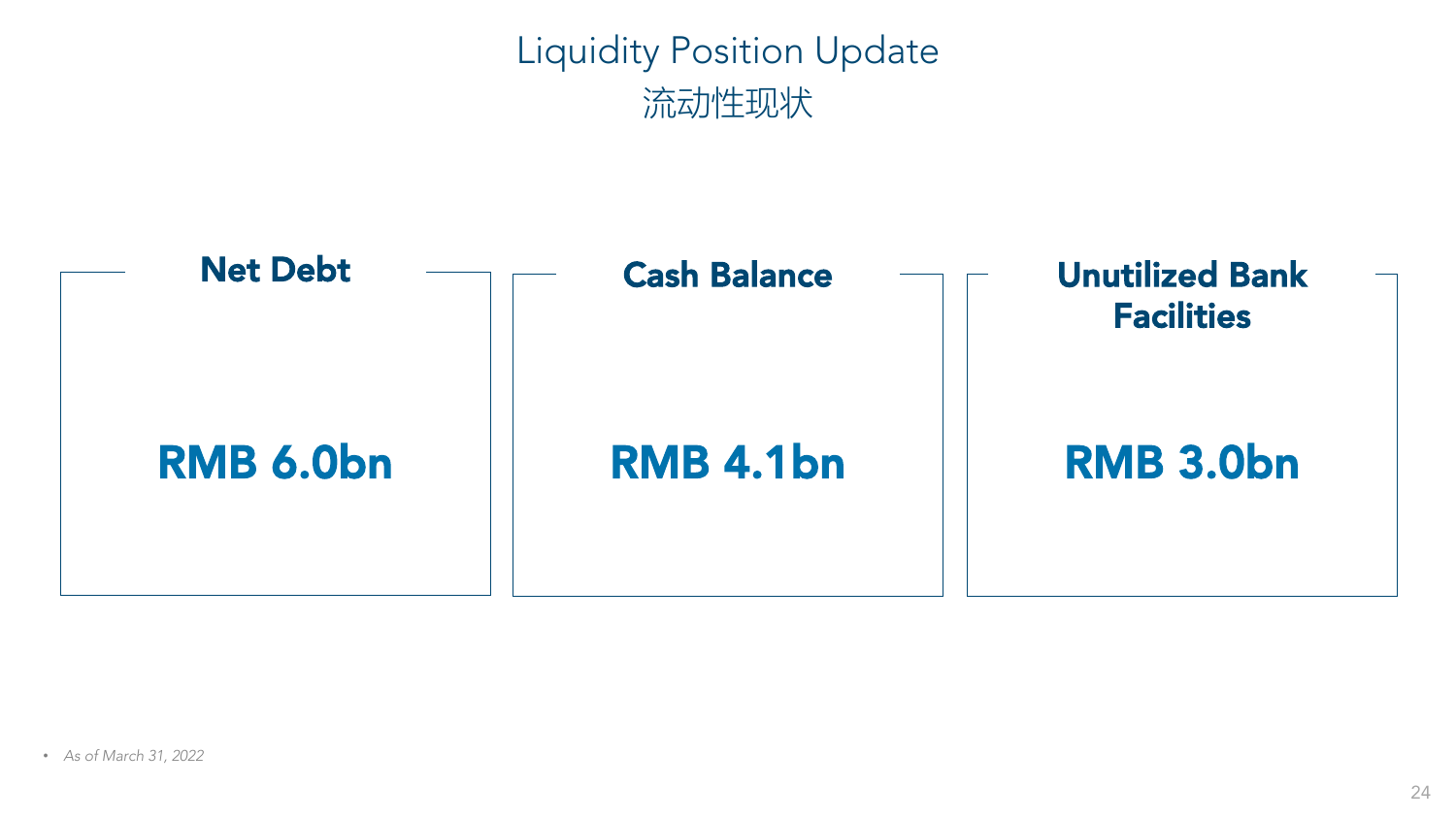# Liquidity Position Update
# 流动性现状

**Net Debt**

**RMB 6.0bn**

**Cash Balance**

**RMB 4.1bn**

**Unutilized Bank Facilities**

**RMB 3.0bn**

- *As of March 31, 2022*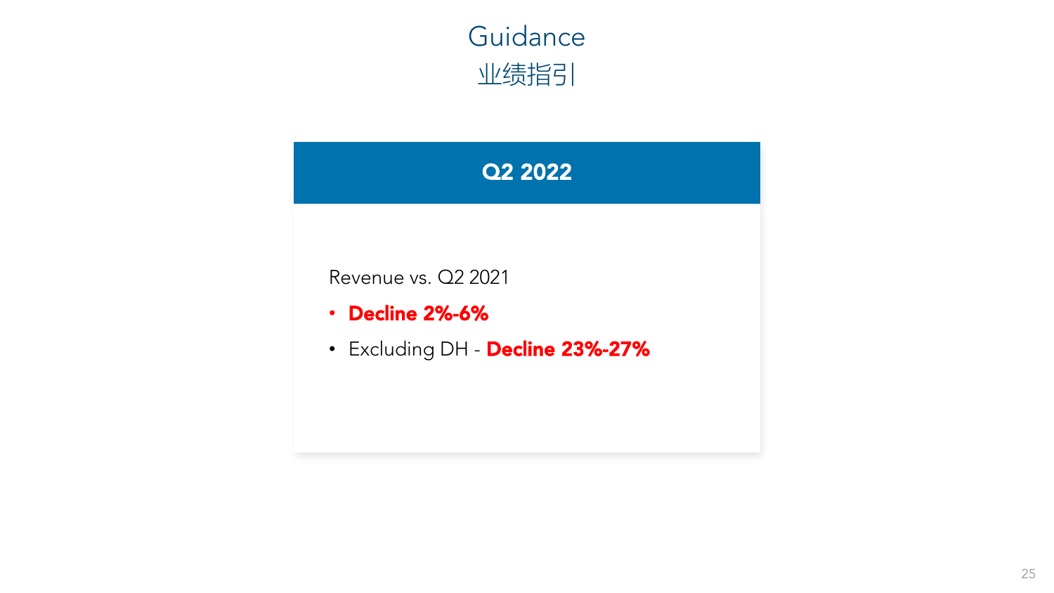# Guidance
# 业绩指引

## Q2 2022

Revenue vs. Q2 2021

- **Decline 2%-6%**
- Excluding DH - **Decline 23%-27%**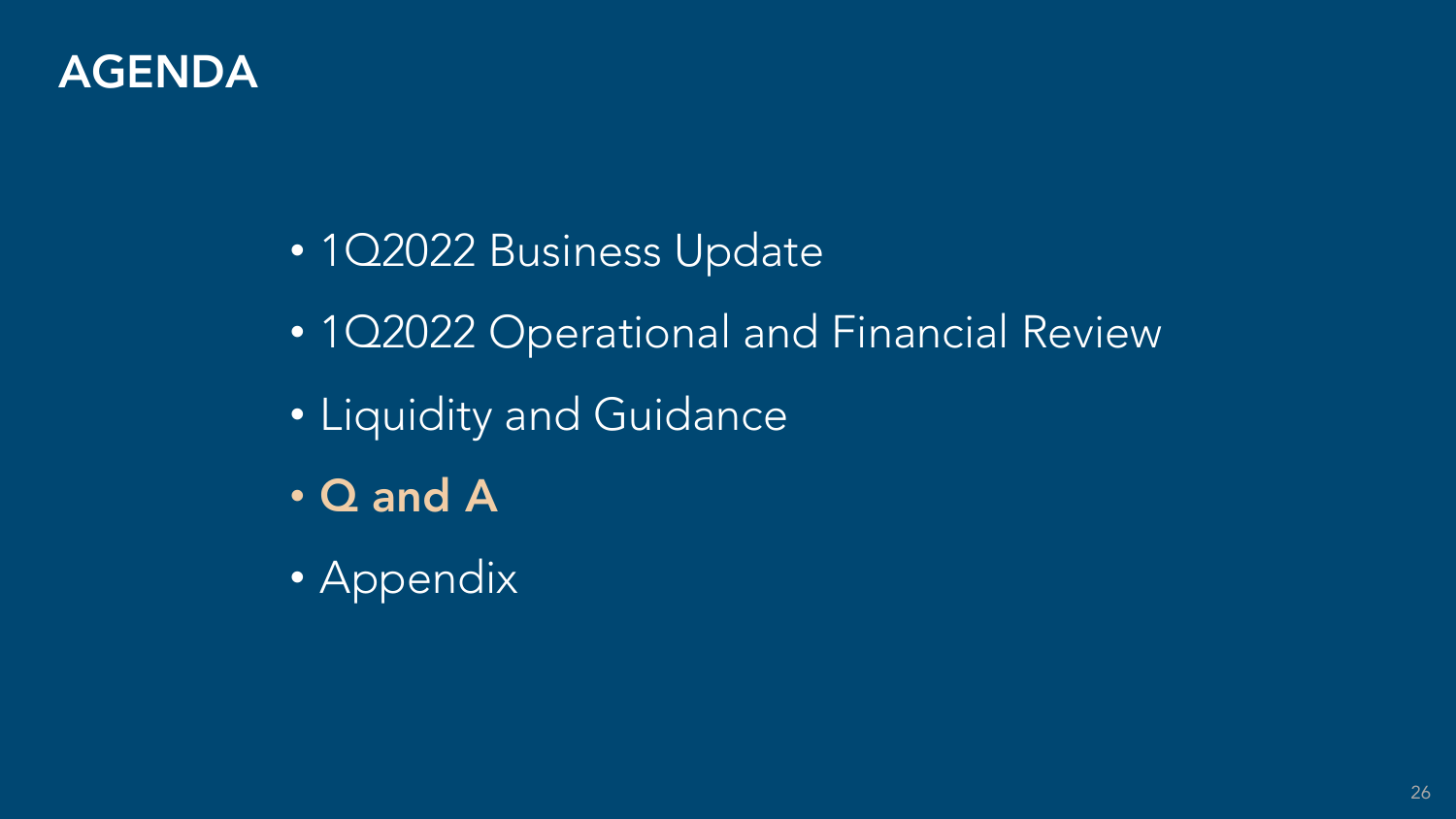# AGENDA

- 1Q2022 Business Update
- 1Q2022 Operational and Financial Review
- Liquidity and Guidance
- **Q and A**
- Appendix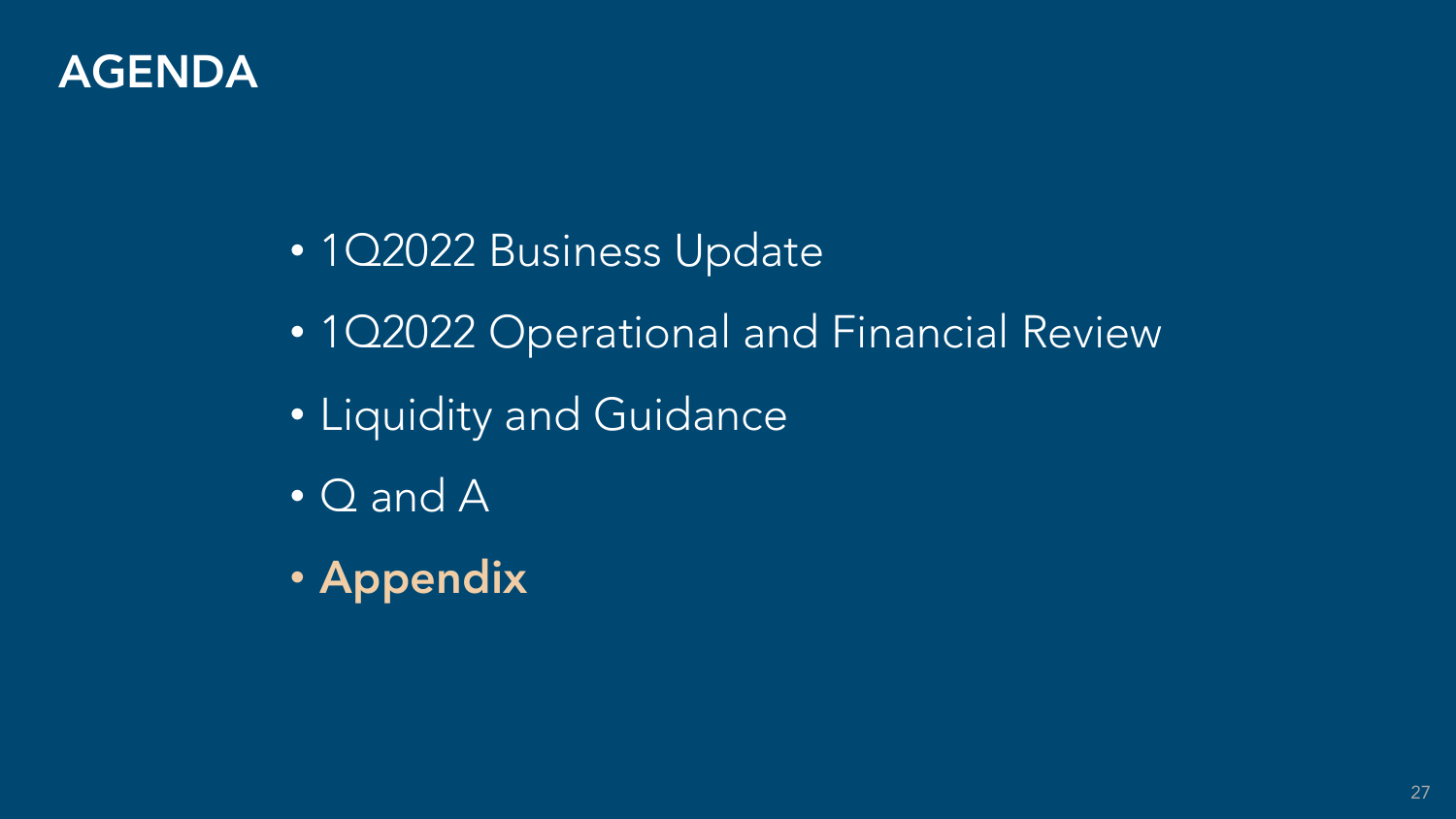# AGENDA

- 1Q2022 Business Update
- 1Q2022 Operational and Financial Review
- Liquidity and Guidance
- Q and A
- **Appendix**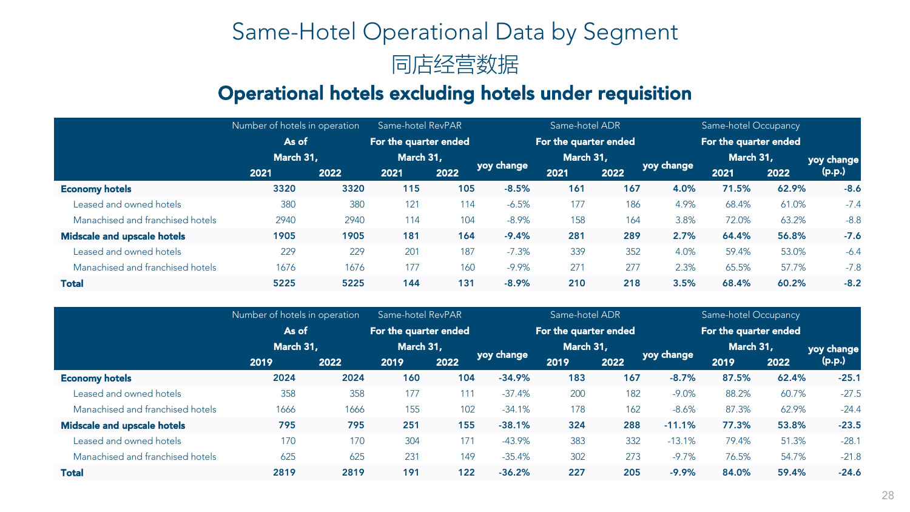# Same-Hotel Operational Data by Segment

# 同店经营数据

## Operational hotels excluding hotels under requisition

| | Number of hotels in operation | | Same-hotel RevPAR | | | Same-hotel ADR | | | Same-hotel Occupancy | | |
|---|---|---|---|---|---|---|---|---|---|---|---|
| | As of | | For the quarter ended | | | For the quarter ended | | | For the quarter ended | | |
| | March 31, | | March 31, | | yoy change | March 31, | | yoy change | March 31, | | yoy change (p.p.) |
| | 2021 | 2022 | 2021 | 2022 | | 2021 | 2022 | | 2021 | 2022 | |
| **Economy hotels** | **3320** | **3320** | **115** | **105** | **-8.5%** | **161** | **167** | **4.0%** | **71.5%** | **62.9%** | **-8.6** |
| Leased and owned hotels | 380 | 380 | 121 | 114 | -6.5% | 177 | 186 | 4.9% | 68.4% | 61.0% | -7.4 |
| Manachised and franchised hotels | 2940 | 2940 | 114 | 104 | -8.9% | 158 | 164 | 3.8% | 72.0% | 63.2% | -8.8 |
| **Midscale and upscale hotels** | **1905** | **1905** | **181** | **164** | **-9.4%** | **281** | **289** | **2.7%** | **64.4%** | **56.8%** | **-7.6** |
| Leased and owned hotels | 229 | 229 | 201 | 187 | -7.3% | 339 | 352 | 4.0% | 59.4% | 53.0% | -6.4 |
| Manachised and franchised hotels | 1676 | 1676 | 177 | 160 | -9.9% | 271 | 277 | 2.3% | 65.5% | 57.7% | -7.8 |
| **Total** | **5225** | **5225** | **144** | **131** | **-8.9%** | **210** | **218** | **3.5%** | **68.4%** | **60.2%** | **-8.2** |

| | Number of hotels in operation | | Same-hotel RevPAR | | | Same-hotel ADR | | | Same-hotel Occupancy | | |
|---|---|---|---|---|---|---|---|---|---|---|---|
| | As of | | For the quarter ended | | | For the quarter ended | | | For the quarter ended | | |
| | March 31, | | March 31, | | yoy change | March 31, | | yoy change | March 31, | | yoy change (p.p.) |
| | 2019 | 2022 | 2019 | 2022 | | 2019 | 2022 | | 2019 | 2022 | |
| **Economy hotels** | **2024** | **2024** | **160** | **104** | **-34.9%** | **183** | **167** | **-8.7%** | **87.5%** | **62.4%** | **-25.1** |
| Leased and owned hotels | 358 | 358 | 177 | 111 | -37.4% | 200 | 182 | -9.0% | 88.2% | 60.7% | -27.5 |
| Manachised and franchised hotels | 1666 | 1666 | 155 | 102 | -34.1% | 178 | 162 | -8.6% | 87.3% | 62.9% | -24.4 |
| **Midscale and upscale hotels** | **795** | **795** | **251** | **155** | **-38.1%** | **324** | **288** | **-11.1%** | **77.3%** | **53.8%** | **-23.5** |
| Leased and owned hotels | 170 | 170 | 304 | 171 | -43.9% | 383 | 332 | -13.1% | 79.4% | 51.3% | -28.1 |
| Manachised and franchised hotels | 625 | 625 | 231 | 149 | -35.4% | 302 | 273 | -9.7% | 76.5% | 54.7% | -21.8 |
| **Total** | **2819** | **2819** | **191** | **122** | **-36.2%** | **227** | **205** | **-9.9%** | **84.0%** | **59.4%** | **-24.6** |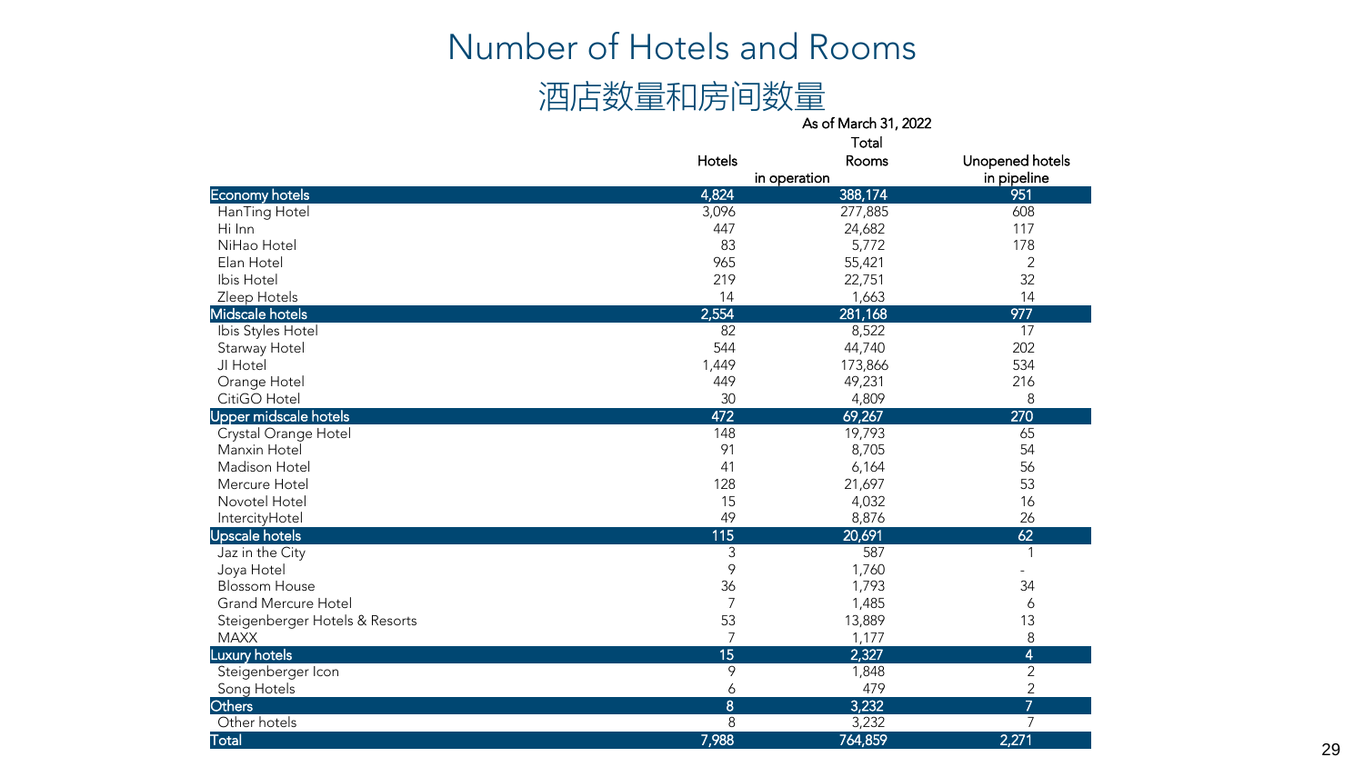# Number of Hotels and Rooms

# 酒店数量和房间数量

| | As of March 31, 2022 | | |
|---|---|---|---|
| | Hotels | Total Rooms<br>in operation | Unopened hotels in pipeline |
| **Economy hotels** | **4,824** | **388,174** | **951** |
| HanTing Hotel | 3,096 | 277,885 | 608 |
| Hi Inn | 447 | 24,682 | 117 |
| NiHao Hotel | 83 | 5,772 | 178 |
| Elan Hotel | 965 | 55,421 | 2 |
| Ibis Hotel | 219 | 22,751 | 32 |
| Zleep Hotels | 14 | 1,663 | 14 |
| **Midscale hotels** | **2,554** | **281,168** | **977** |
| Ibis Styles Hotel | 82 | 8,522 | 17 |
| Starway Hotel | 544 | 44,740 | 202 |
| JI Hotel | 1,449 | 173,866 | 534 |
| Orange Hotel | 449 | 49,231 | 216 |
| CitiGO Hotel | 30 | 4,809 | 8 |
| **Upper midscale hotels** | **472** | **69,267** | **270** |
| Crystal Orange Hotel | 148 | 19,793 | 65 |
| Manxin Hotel | 91 | 8,705 | 54 |
| Madison Hotel | 41 | 6,164 | 56 |
| Mercure Hotel | 128 | 21,697 | 53 |
| Novotel Hotel | 15 | 4,032 | 16 |
| IntercityHotel | 49 | 8,876 | 26 |
| **Upscale hotels** | **115** | **20,691** | **62** |
| Jaz in the City | 3 | 587 | 1 |
| Joya Hotel | 9 | 1,760 | - |
| Blossom House | 36 | 1,793 | 34 |
| Grand Mercure Hotel | 7 | 1,485 | 6 |
| Steigenberger Hotels & Resorts | 53 | 13,889 | 13 |
| MAXX | 7 | 1,177 | 8 |
| **Luxury hotels** | **15** | **2,327** | **4** |
| Steigenberger Icon | 9 | 1,848 | 2 |
| Song Hotels | 6 | 479 | 2 |
| **Others** | **8** | **3,232** | **7** |
| Other hotels | 8 | 3,232 | 7 |
| **Total** | **7,988** | **764,859** | **2,271** |